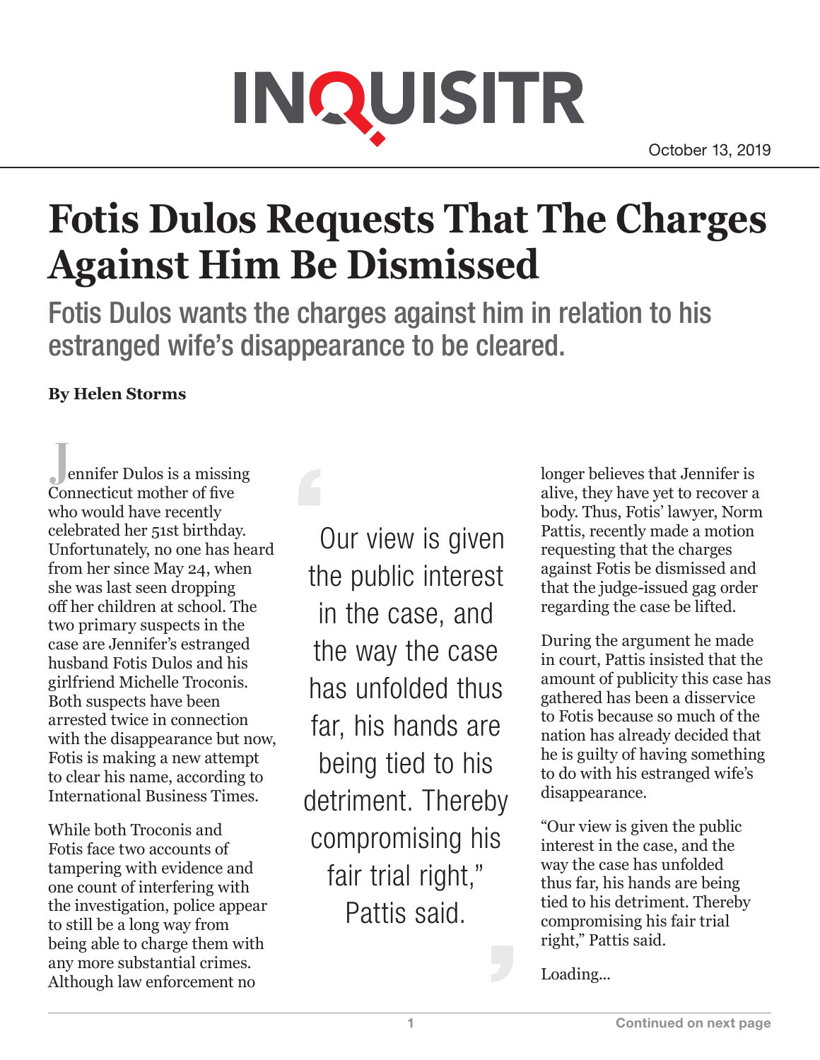INQUISITR

October 13, 2019

# Fotis Dulos Requests That The Charges Against Him Be Dismissed

## Fotis Dulos wants the charges against him in relation to his estranged wife's disappearance to be cleared.

**By Helen Storms**

Jennifer Dulos is a missing Connecticut mother of five who would have recently celebrated her 51st birthday. Unfortunately, no one has heard from her since May 24, when she was last seen dropping off her children at school. The two primary suspects in the case are Jennifer's estranged husband Fotis Dulos and his girlfriend Michelle Troconis. Both suspects have been arrested twice in connection with the disappearance but now, Fotis is making a new attempt to clear his name, according to International Business Times.

While both Troconis and Fotis face two accounts of tampering with evidence and one count of interfering with the investigation, police appear to still be a long way from being able to charge them with any more substantial crimes. Although law enforcement no longer believes that Jennifer is alive, they have yet to recover a body. Thus, Fotis' lawyer, Norm Pattis, recently made a motion requesting that the charges against Fotis be dismissed and that the judge-issued gag order regarding the case be lifted.

> Our view is given the public interest in the case, and the way the case has unfolded thus far, his hands are being tied to his detriment. Thereby compromising his fair trial right," Pattis said.

During the argument he made in court, Pattis insisted that the amount of publicity this case has gathered has been a disservice to Fotis because so much of the nation has already decided that he is guilty of having something to do with his estranged wife's disappearance.

"Our view is given the public interest in the case, and the way the case has unfolded thus far, his hands are being tied to his detriment. Thereby compromising his fair trial right," Pattis said.

Loading...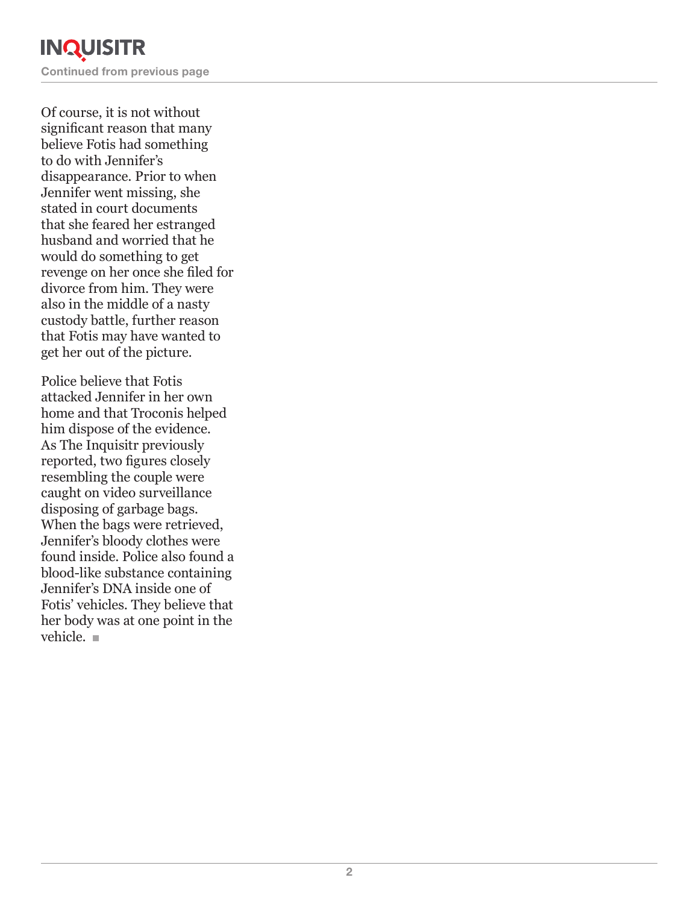Of course, it is not without significant reason that many believe Fotis had something to do with Jennifer's disappearance. Prior to when Jennifer went missing, she stated in court documents that she feared her estranged husband and worried that he would do something to get revenge on her once she filed for divorce from him. They were also in the middle of a nasty custody battle, further reason that Fotis may have wanted to get her out of the picture.

Police believe that Fotis attacked Jennifer in her own home and that Troconis helped him dispose of the evidence. As The Inquisitr previously reported, two figures closely resembling the couple were caught on video surveillance disposing of garbage bags. When the bags were retrieved, Jennifer's bloody clothes were found inside. Police also found a blood-like substance containing Jennifer's DNA inside one of Fotis' vehicles. They believe that her body was at one point in the vehicle. ■